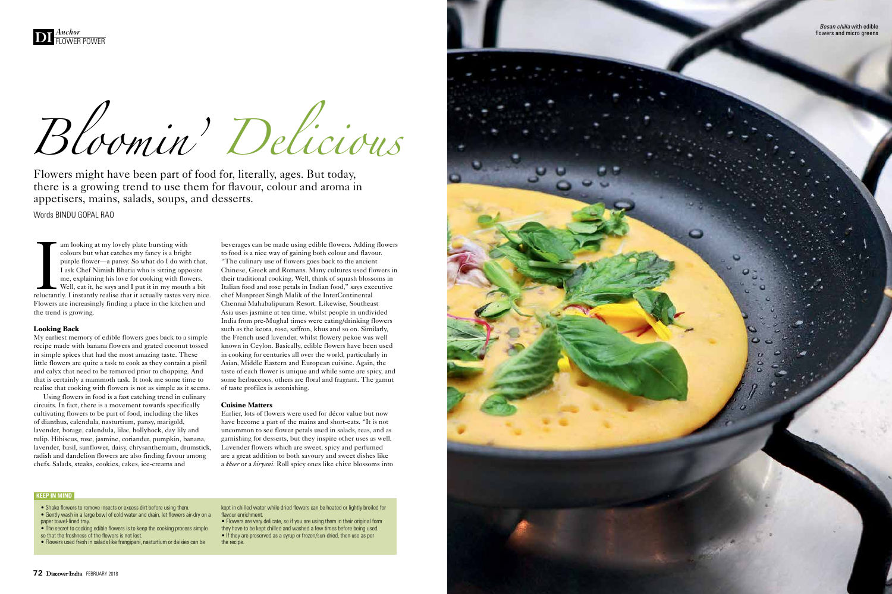# Bloomin' Delicious

Flowers might have been part of food for, literally, ages. But today, there is a growing trend to use them for flavour, colour and aroma in appetisers, mains, salads, soups, and desserts.

Words BINDU GOPAL RAO

I am looking at my lovely plate bursting with colours but what catches my fancy is a bright purple flower—a pansy. So what do I do with that, I ask Chef Nimish Bhatia who is sitting opposite me, explaining his love for cooking with flowers. Well, eat it, he says and I put it in my mouth a bit reluctantly. I instantly realise that it actually tastes very nice. Flowers are increasingly finding a place in the kitchen and the trend is growing.

### Looking Back

My earliest memory of edible flowers goes back to a simple recipe made with banana flowers and grated coconut tossed in simple spices that had the most amazing taste. These little flowers are quite a task to cook as they contain a pistil and calyx that need to be removed prior to chopping. And that is certainly a mammoth task. It took me some time to realise that cooking with flowers is not as simple as it seems.

Using flowers in food is a fast catching trend in culinary circuits. In fact, there is a movement towards specifically cultivating flowers to be part of food, including the likes of dianthus, calendula, nasturtium, pansy, marigold, lavender, borage, calendula, lilac, hollyhock, day lily and tulip. Hibiscus, rose, jasmine, coriander, pumpkin, banana, lavender, basil, sunflower, daisy, chrysanthemum, drumstick, radish and dandelion flowers are also finding favour among chefs. Salads, steaks, cookies, cakes, ice-creams and beverages can be made using edible flowers. Adding flowers to food is a nice way of gaining both colour and flavour. "The culinary use of flowers goes back to the ancient Chinese, Greek and Romans. Many cultures used flowers in their traditional cooking. Well, think of squash blossoms in Italian food and rose petals in Indian food," says executive chef Manpreet Singh Malik of the InterContinental Chennai Mahabalipuram Resort. Likewise, Southeast Asia uses jasmine at tea time, whilst people in undivided India from pre-Mughal times were eating/drinking flowers such as the keora, rose, saffron, khus and so on. Similarly, the French used lavender, whilst flowery pekoe was well known in Ceylon. Basically, edible flowers have been used in cooking for centuries all over the world, particularly in Asian, Middle Eastern and European cuisine. Again, the taste of each flower is unique and while some are spicy, and some herbaceous, others are floral and fragrant. The gamut of taste profiles is astonishing.

### Cuisine Matters

Earlier, lots of flowers were used for décor value but now have become a part of the mains and short-eats. "It is not uncommon to see flower petals used in salads, teas, and as garnishing for desserts, but they inspire other uses as well. Lavender flowers which are sweet, spicy and perfumed are a great addition to both savoury and sweet dishes like a *kheer* or a *biryani*. Roll spicy ones like chive blossoms into

**KEEP IN MIND**

- Shake flowers to remove insects or excess dirt before using them.
- Gently wash in a large bowl of cold water and drain, let flowers air-dry on a paper towel-lined tray.
- The secret to cooking edible flowers is to keep the cooking process simple so that the freshness of the flowers is not lost.
- Flowers used fresh in salads like frangipani, nasturtium or daisies can be kept in chilled water while dried flowers can be heated or lightly broiled for flavour enrichment.
- Flowers are very delicate, so if you are using them in their original form they have to be kept chilled and washed a few times before being used.
- If they are preserved as a syrup or frozen/sun-dried, then use as per the recipe.

*Besan chilla* with edible flowers and micro greens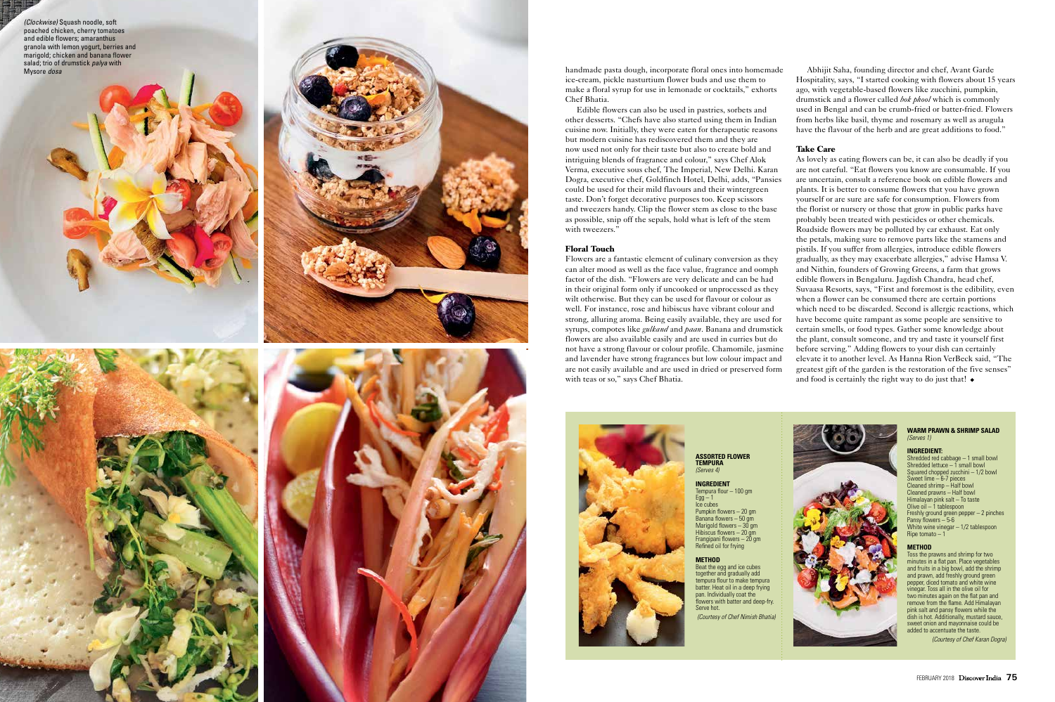*(Clockwise)* Squash noodle, soft poached chicken, cherry tomatoes and edible flowers; amaranthus granola with lemon yogurt, berries and marigold; chicken and banana flower salad; trio of drumstick *palya* with Mysore *dosa*

handmade pasta dough, incorporate floral ones into homemade ice-cream, pickle nasturtium flower buds and use them to make a floral syrup for use in lemonade or cocktails," exhorts Chef Bhatia.

Edible flowers can also be used in pastries, sorbets and other desserts. "Chefs have also started using them in Indian cuisine now. Initially, they were eaten for therapeutic reasons but modern cuisine has rediscovered them and they are now used not only for their taste but also to create bold and intriguing blends of fragrance and colour," says Chef Alok Verma, executive sous chef, The Imperial, New Delhi. Karan Dogra, executive chef, Goldfinch Hotel, Delhi, adds, "Pansies could be used for their mild flavours and their wintergreen taste. Don't forget decorative purposes too. Keep scissors and tweezers handy. Clip the flower stem as close to the base as possible, snip off the sepals, hold what is left of the stem with tweezers."

**Floral Touch**

Flowers are a fantastic element of culinary conversion as they can alter mood as well as the face value, fragrance and oomph factor of the dish. "Flowers are very delicate and can be had in their original form only if uncooked or unprocessed as they wilt otherwise. But they can be used for flavour or colour as well. For instance, rose and hibiscus have vibrant colour and strong, alluring aroma. Being easily available, they are used for syrups, compotes like *gulkand* and *paan*. Banana and drumstick flowers are also available easily and are used in curries but do not have a strong flavour or colour profile. Chamomile, jasmine and lavender have strong fragrances but low colour impact and are not easily available and are used in dried or preserved form with teas or so," says Chef Bhatia.

Abhijit Saha, founding director and chef, Avant Garde Hospitality, says, "I started cooking with flowers about 15 years ago, with vegetable-based flowers like zucchini, pumpkin, drumstick and a flower called *bok phool* which is commonly used in Bengal and can be crumb-fried or batter-fried. Flowers from herbs like basil, thyme and rosemary as well as arugula have the flavour of the herb and are great additions to food."

**Take Care**

As lovely as eating flowers can be, it can also be deadly if you are not careful. "Eat flowers you know are consumable. If you are uncertain, consult a reference book on edible flowers and plants. It is better to consume flowers that you have grown yourself or are sure are safe for consumption. Flowers from the florist or nursery or those that grow in public parks have probably been treated with pesticides or other chemicals. Roadside flowers may be polluted by car exhaust. Eat only the petals, making sure to remove parts like the stamens and pistils. If you suffer from allergies, introduce edible flowers gradually, as they may exacerbate allergies," advise Hamsa V. and Nithin, founders of Growing Greens, a farm that grows edible flowers in Bengaluru. Jagdish Chandra, head chef, Suvaasa Resorts, says, "First and foremost is the edibility, even when a flower can be consumed there are certain portions which need to be discarded. Second is allergic reactions, which have become quite rampant as some people are sensitive to certain smells, or food types. Gather some knowledge about the plant, consult someone, and try and taste it yourself first before serving." Adding flowers to your dish can certainly elevate it to another level. As Hanna Rion VerBeck said, "The greatest gift of the garden is the restoration of the five senses" and food is certainly the right way to do just that! ◆

### ASSORTED FLOWER TEMPURA
*(Serves 4)*

**INGREDIENT**

Tempura flour – 100 gm
Egg – 1
Ice cubes
Pumpkin flowers – 20 gm
Banana flowers – 50 gm
Marigold flowers – 30 gm
Hibiscus flowers – 20 gm
Frangipani flowers – 20 gm
Refined oil for frying

**METHOD**

Beat the egg and ice cubes together and gradually add tempura flour to make tempura batter. Heat oil in a deep frying pan. Individually coat the flowers with batter and deep-fry. Serve hot.

*(Courtesy of Chef Nimish Bhatia)*

### WARM PRAWN & SHRIMP SALAD
*(Serves 1)*

**INGREDIENT:**

Shredded red cabbage – 1 small bowl
Shredded lettuce – 1 small bowl
Squared chopped zucchini – 1/2 bowl
Sweet lime – 6-7 pieces
Cleaned shrimp – Half bowl
Cleaned prawns – Half bowl
Himalayan pink salt – To taste
Olive oil – 1 tablespoon
Freshly ground green pepper – 2 pinches
Pansy flowers – 5-6
White wine vinegar – 1/2 tablespoon
Ripe tomato – 1

**METHOD**

Toss the prawns and shrimp for two minutes in a flat pan. Place vegetables and fruits in a big bowl, add the shrimp and prawn, add freshly ground green pepper, diced tomato and white wine vinegar. Toss all in the olive oil for two minutes again on the flat pan and remove from the flame. Add Himalayan pink salt and pansy flowers while the dish is hot. Additionally, mustard sauce, sweet onion and mayonnaise could be added to accentuate the taste.

*(Courtesy of Chef Karan Dogra)*